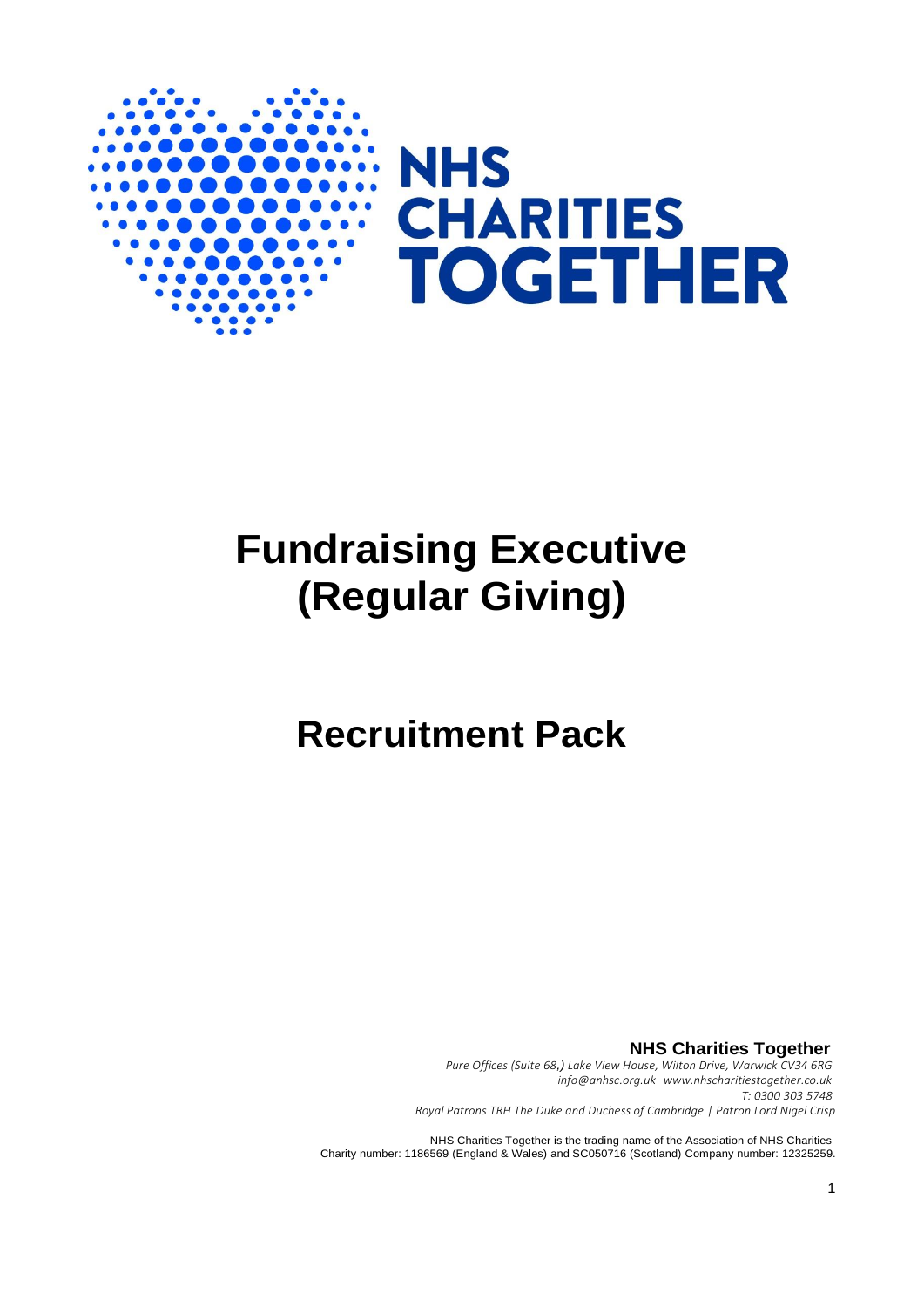NHS CHARITIES TOGETHER

# Fundraising Executive (Regular Giving)

# Recruitment Pack

**NHS Charities Together**

*Pure Offices (Suite 68,) Lake View House, Wilton Drive, Warwick CV34 6RG*
*info@anhsc.org.uk www.nhscharitiestogether.co.uk*
*T: 0300 303 5748*
*Royal Patrons TRH The Duke and Duchess of Cambridge | Patron Lord Nigel Crisp*

NHS Charities Together is the trading name of the Association of NHS Charities
Charity number: 1186569 (England & Wales) and SC050716 (Scotland) Company number: 12325259.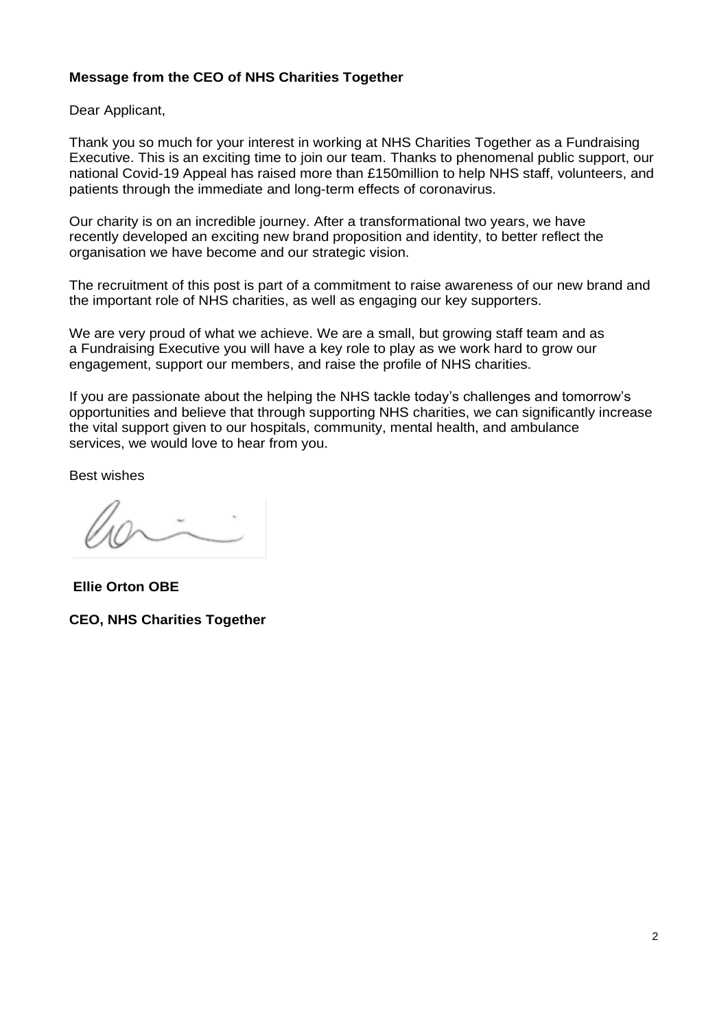**Message from the CEO of NHS Charities Together**

Dear Applicant,

Thank you so much for your interest in working at NHS Charities Together as a Fundraising Executive. This is an exciting time to join our team. Thanks to phenomenal public support, our national Covid-19 Appeal has raised more than £150million to help NHS staff, volunteers, and patients through the immediate and long-term effects of coronavirus.

Our charity is on an incredible journey. After a transformational two years, we have recently developed an exciting new brand proposition and identity, to better reflect the organisation we have become and our strategic vision.

The recruitment of this post is part of a commitment to raise awareness of our new brand and the important role of NHS charities, as well as engaging our key supporters.

We are very proud of what we achieve. We are a small, but growing staff team and as a Fundraising Executive you will have a key role to play as we work hard to grow our engagement, support our members, and raise the profile of NHS charities.

If you are passionate about the helping the NHS tackle today's challenges and tomorrow's opportunities and believe that through supporting NHS charities, we can significantly increase the vital support given to our hospitals, community, mental health, and ambulance services, we would love to hear from you.

Best wishes

**Ellie Orton OBE**

**CEO, NHS Charities Together**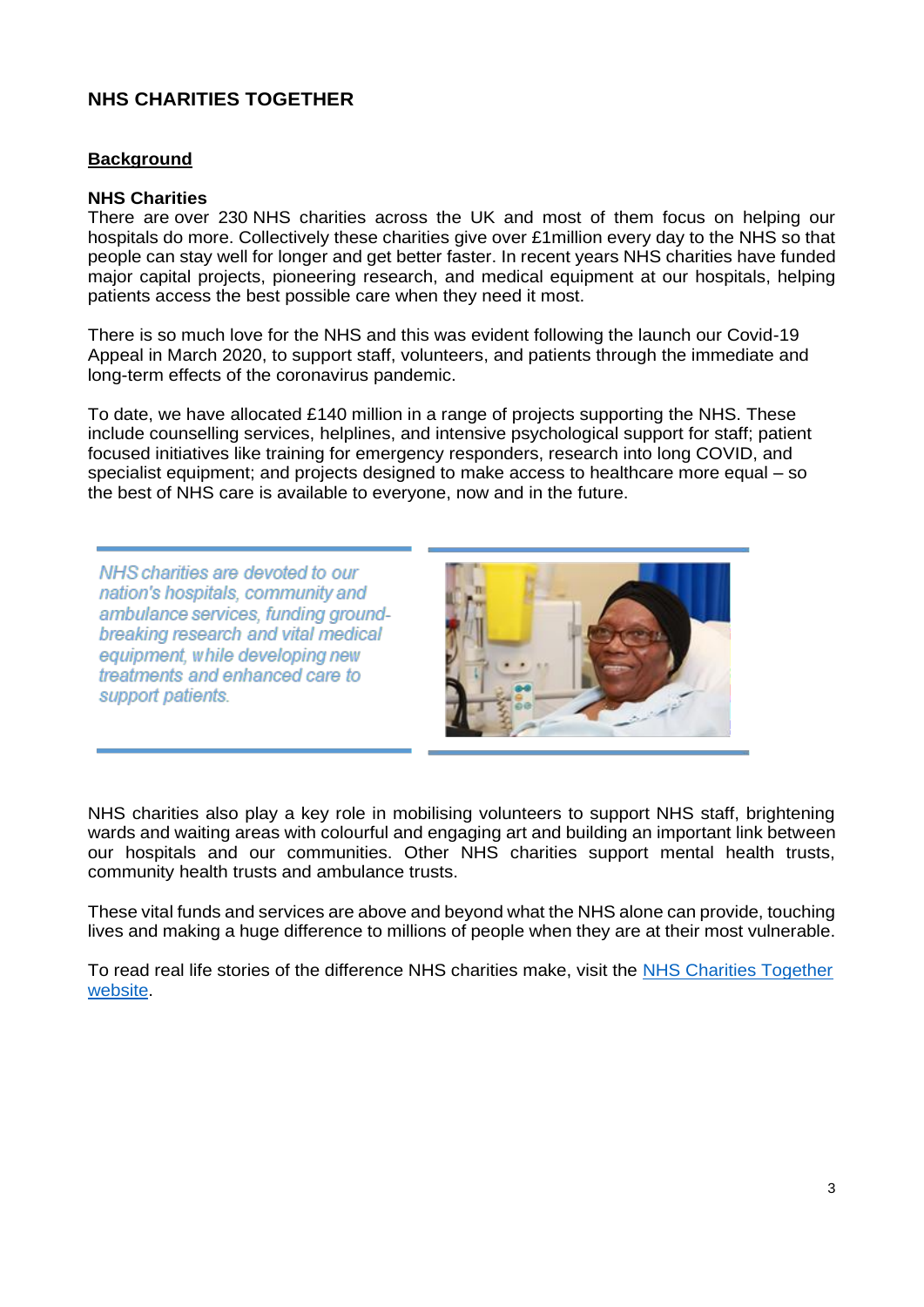# NHS CHARITIES TOGETHER

## Background

### NHS Charities

There are over 230 NHS charities across the UK and most of them focus on helping our hospitals do more. Collectively these charities give over £1million every day to the NHS so that people can stay well for longer and get better faster. In recent years NHS charities have funded major capital projects, pioneering research, and medical equipment at our hospitals, helping patients access the best possible care when they need it most.

There is so much love for the NHS and this was evident following the launch our Covid-19 Appeal in March 2020, to support staff, volunteers, and patients through the immediate and long-term effects of the coronavirus pandemic.

To date, we have allocated £140 million in a range of projects supporting the NHS. These include counselling services, helplines, and intensive psychological support for staff; patient focused initiatives like training for emergency responders, research into long COVID, and specialist equipment; and projects designed to make access to healthcare more equal – so the best of NHS care is available to everyone, now and in the future.

*NHS charities are devoted to our nation's hospitals, community and ambulance services, funding ground-breaking research and vital medical equipment, while developing new treatments and enhanced care to support patients.*

NHS charities also play a key role in mobilising volunteers to support NHS staff, brightening wards and waiting areas with colourful and engaging art and building an important link between our hospitals and our communities. Other NHS charities support mental health trusts, community health trusts and ambulance trusts.

These vital funds and services are above and beyond what the NHS alone can provide, touching lives and making a huge difference to millions of people when they are at their most vulnerable.

To read real life stories of the difference NHS charities make, visit the [NHS Charities Together website](#).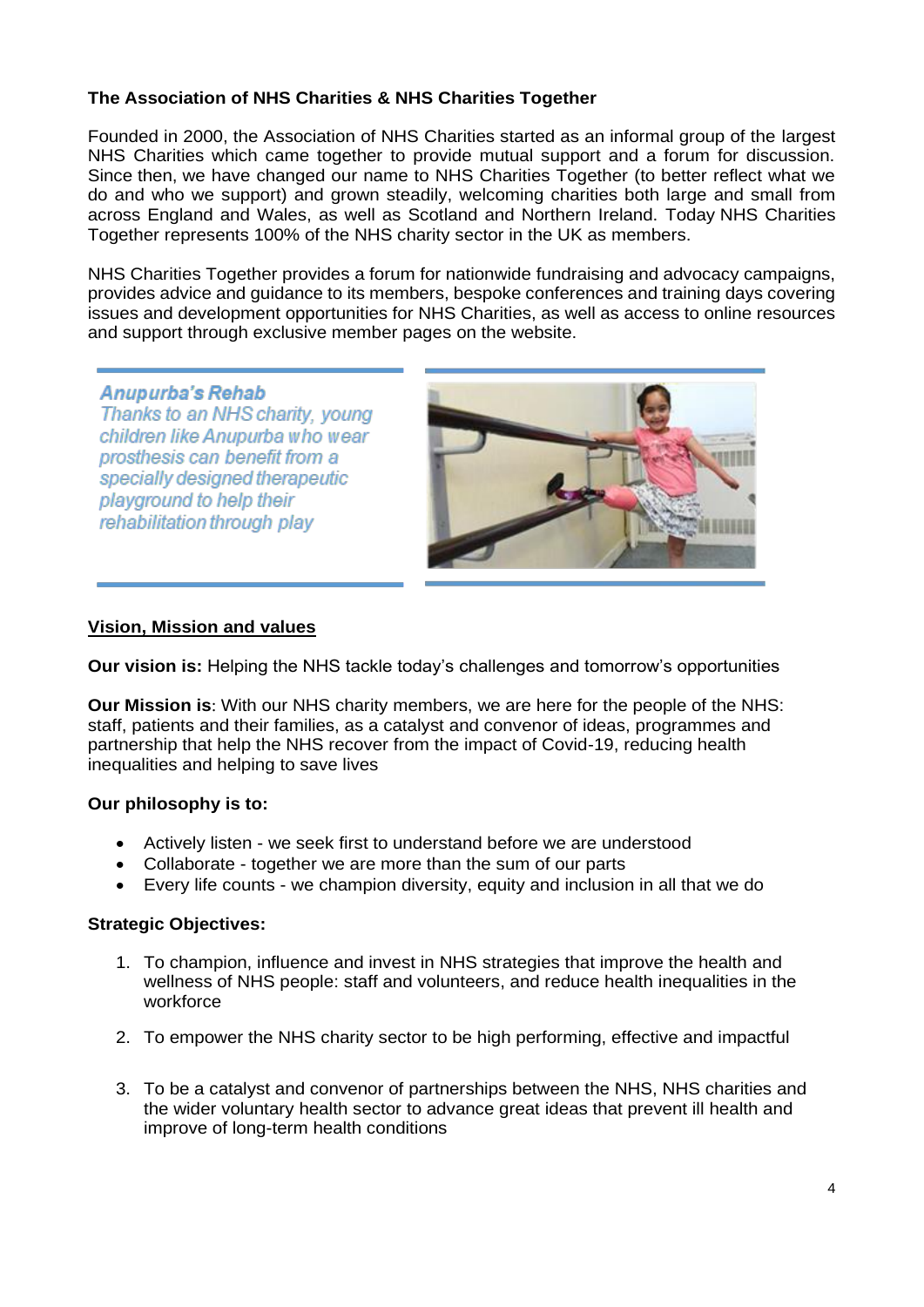**The Association of NHS Charities & NHS Charities Together**

Founded in 2000, the Association of NHS Charities started as an informal group of the largest NHS Charities which came together to provide mutual support and a forum for discussion. Since then, we have changed our name to NHS Charities Together (to better reflect what we do and who we support) and grown steadily, welcoming charities both large and small from across England and Wales, as well as Scotland and Northern Ireland. Today NHS Charities Together represents 100% of the NHS charity sector in the UK as members.

NHS Charities Together provides a forum for nationwide fundraising and advocacy campaigns, provides advice and guidance to its members, bespoke conferences and training days covering issues and development opportunities for NHS Charities, as well as access to online resources and support through exclusive member pages on the website.

***Anupurba's Rehab***
*Thanks to an NHS charity, young children like Anupurba who wear prosthesis can benefit from a specially designed therapeutic playground to help their rehabilitation through play*

**<u>Vision, Mission and values</u>**

**Our vision is:** Helping the NHS tackle today's challenges and tomorrow's opportunities

**Our Mission is**: With our NHS charity members, we are here for the people of the NHS: staff, patients and their families, as a catalyst and convenor of ideas, programmes and partnership that help the NHS recover from the impact of Covid-19, reducing health inequalities and helping to save lives

**Our philosophy is to:**

- Actively listen - we seek first to understand before we are understood
- Collaborate - together we are more than the sum of our parts
- Every life counts - we champion diversity, equity and inclusion in all that we do

**Strategic Objectives:**

1. To champion, influence and invest in NHS strategies that improve the health and wellness of NHS people: staff and volunteers, and reduce health inequalities in the workforce
2. To empower the NHS charity sector to be high performing, effective and impactful
3. To be a catalyst and convenor of partnerships between the NHS, NHS charities and the wider voluntary health sector to advance great ideas that prevent ill health and improve of long-term health conditions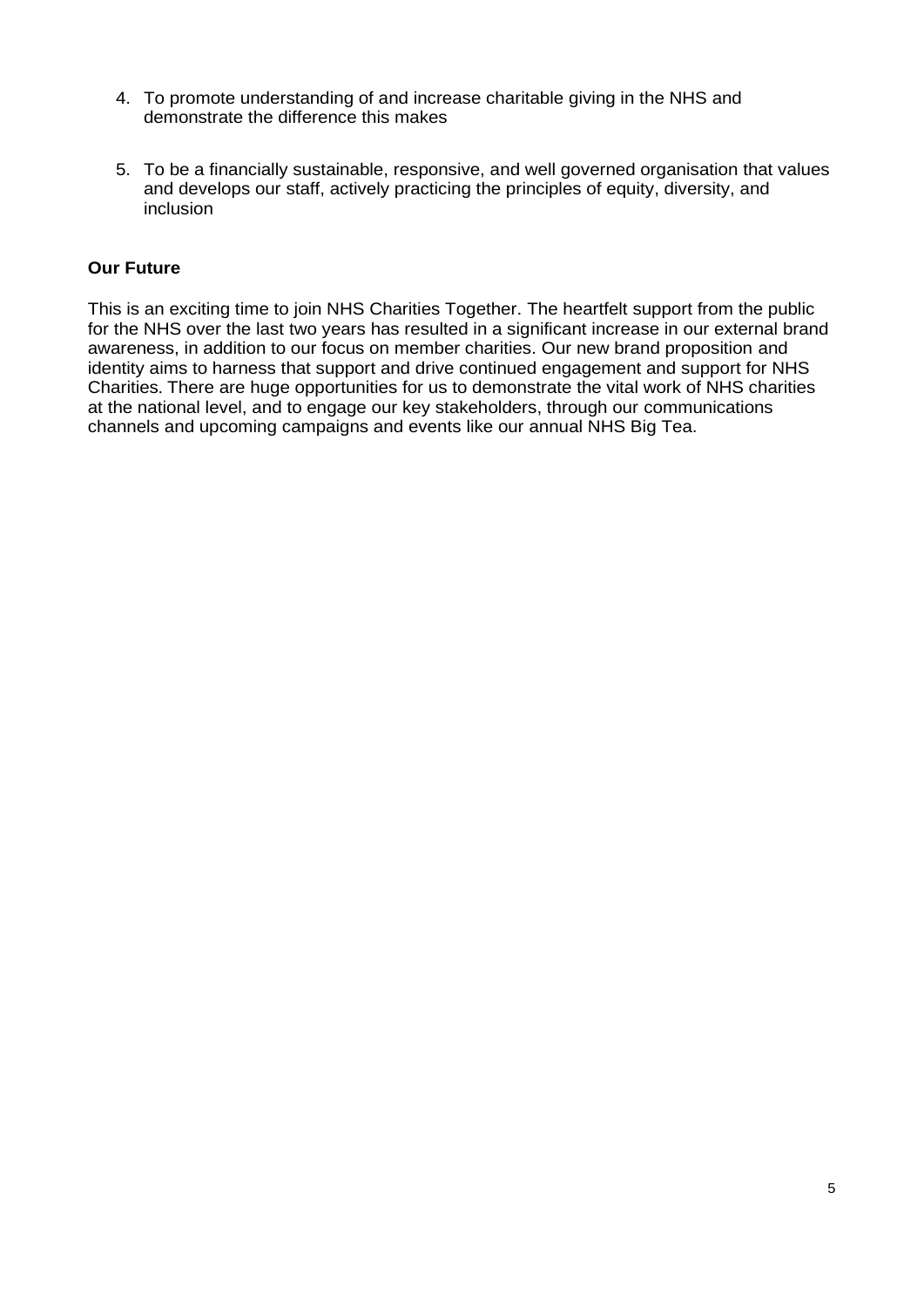4. To promote understanding of and increase charitable giving in the NHS and demonstrate the difference this makes

5. To be a financially sustainable, responsive, and well governed organisation that values and develops our staff, actively practicing the principles of equity, diversity, and inclusion

**Our Future**

This is an exciting time to join NHS Charities Together. The heartfelt support from the public for the NHS over the last two years has resulted in a significant increase in our external brand awareness, in addition to our focus on member charities. Our new brand proposition and identity aims to harness that support and drive continued engagement and support for NHS Charities. There are huge opportunities for us to demonstrate the vital work of NHS charities at the national level, and to engage our key stakeholders, through our communications channels and upcoming campaigns and events like our annual NHS Big Tea.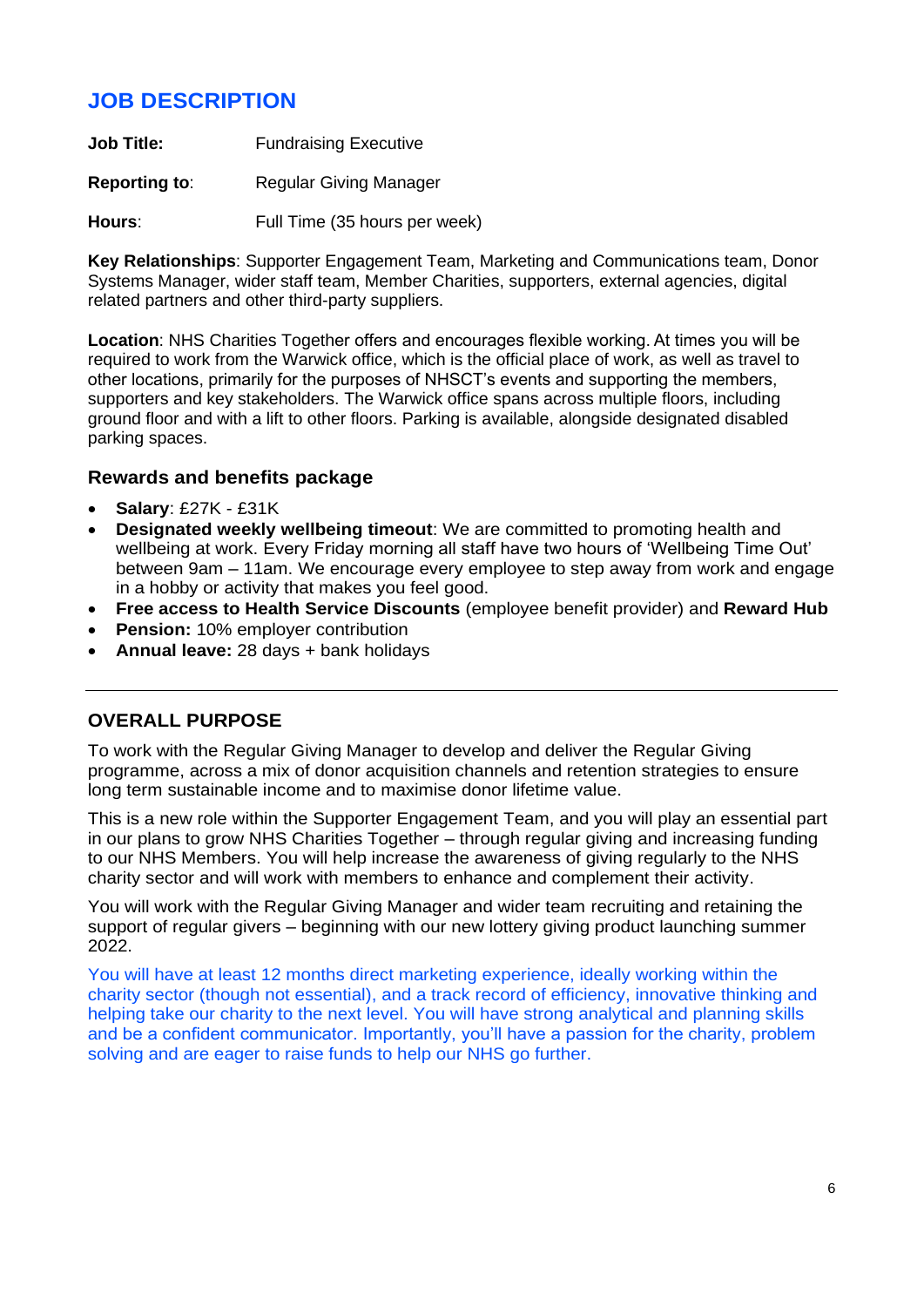# JOB DESCRIPTION

**Job Title:** Fundraising Executive

**Reporting to**: Regular Giving Manager

**Hours**: Full Time (35 hours per week)

**Key Relationships**: Supporter Engagement Team, Marketing and Communications team, Donor Systems Manager, wider staff team, Member Charities, supporters, external agencies, digital related partners and other third-party suppliers.

**Location**: NHS Charities Together offers and encourages flexible working. At times you will be required to work from the Warwick office, which is the official place of work, as well as travel to other locations, primarily for the purposes of NHSCT's events and supporting the members, supporters and key stakeholders. The Warwick office spans across multiple floors, including ground floor and with a lift to other floors. Parking is available, alongside designated disabled parking spaces.

### Rewards and benefits package

- **Salary**: £27K - £31K
- **Designated weekly wellbeing timeout**: We are committed to promoting health and wellbeing at work. Every Friday morning all staff have two hours of 'Wellbeing Time Out' between 9am – 11am. We encourage every employee to step away from work and engage in a hobby or activity that makes you feel good.
- **Free access to Health Service Discounts** (employee benefit provider) and **Reward Hub**
- **Pension:** 10% employer contribution
- **Annual leave:** 28 days + bank holidays

---

## OVERALL PURPOSE

To work with the Regular Giving Manager to develop and deliver the Regular Giving programme, across a mix of donor acquisition channels and retention strategies to ensure long term sustainable income and to maximise donor lifetime value.

This is a new role within the Supporter Engagement Team, and you will play an essential part in our plans to grow NHS Charities Together – through regular giving and increasing funding to our NHS Members. You will help increase the awareness of giving regularly to the NHS charity sector and will work with members to enhance and complement their activity.

You will work with the Regular Giving Manager and wider team recruiting and retaining the support of regular givers – beginning with our new lottery giving product launching summer 2022.

You will have at least 12 months direct marketing experience, ideally working within the charity sector (though not essential), and a track record of efficiency, innovative thinking and helping take our charity to the next level. You will have strong analytical and planning skills and be a confident communicator. Importantly, you'll have a passion for the charity, problem solving and are eager to raise funds to help our NHS go further.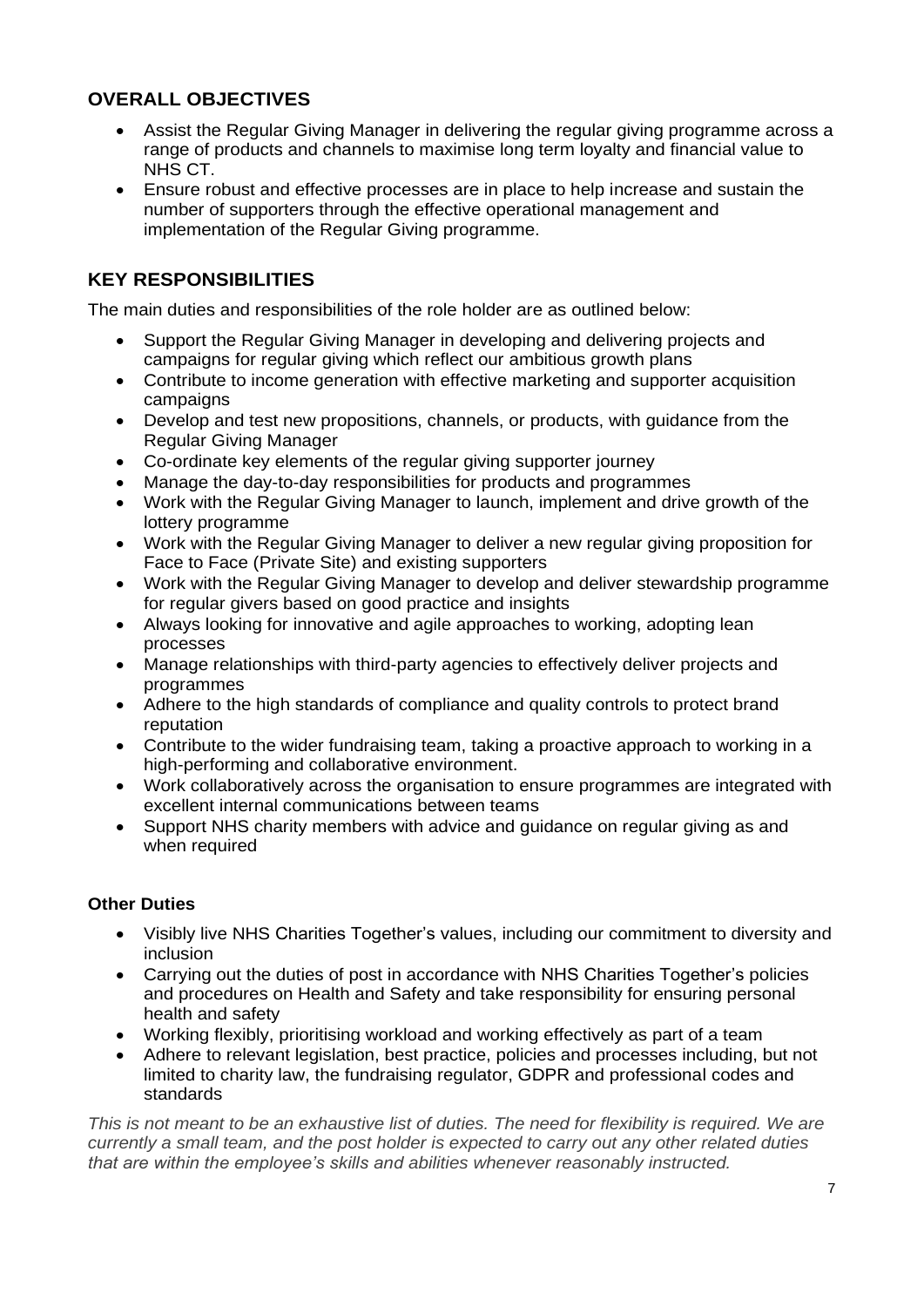## OVERALL OBJECTIVES

- Assist the Regular Giving Manager in delivering the regular giving programme across a range of products and channels to maximise long term loyalty and financial value to NHS CT.
- Ensure robust and effective processes are in place to help increase and sustain the number of supporters through the effective operational management and implementation of the Regular Giving programme.

## KEY RESPONSIBILITIES

The main duties and responsibilities of the role holder are as outlined below:

- Support the Regular Giving Manager in developing and delivering projects and campaigns for regular giving which reflect our ambitious growth plans
- Contribute to income generation with effective marketing and supporter acquisition campaigns
- Develop and test new propositions, channels, or products, with guidance from the Regular Giving Manager
- Co-ordinate key elements of the regular giving supporter journey
- Manage the day-to-day responsibilities for products and programmes
- Work with the Regular Giving Manager to launch, implement and drive growth of the lottery programme
- Work with the Regular Giving Manager to deliver a new regular giving proposition for Face to Face (Private Site) and existing supporters
- Work with the Regular Giving Manager to develop and deliver stewardship programme for regular givers based on good practice and insights
- Always looking for innovative and agile approaches to working, adopting lean processes
- Manage relationships with third-party agencies to effectively deliver projects and programmes
- Adhere to the high standards of compliance and quality controls to protect brand reputation
- Contribute to the wider fundraising team, taking a proactive approach to working in a high-performing and collaborative environment.
- Work collaboratively across the organisation to ensure programmes are integrated with excellent internal communications between teams
- Support NHS charity members with advice and guidance on regular giving as and when required

### Other Duties

- Visibly live NHS Charities Together's values, including our commitment to diversity and inclusion
- Carrying out the duties of post in accordance with NHS Charities Together's policies and procedures on Health and Safety and take responsibility for ensuring personal health and safety
- Working flexibly, prioritising workload and working effectively as part of a team
- Adhere to relevant legislation, best practice, policies and processes including, but not limited to charity law, the fundraising regulator, GDPR and professional codes and standards

*This is not meant to be an exhaustive list of duties. The need for flexibility is required. We are currently a small team, and the post holder is expected to carry out any other related duties that are within the employee's skills and abilities whenever reasonably instructed.*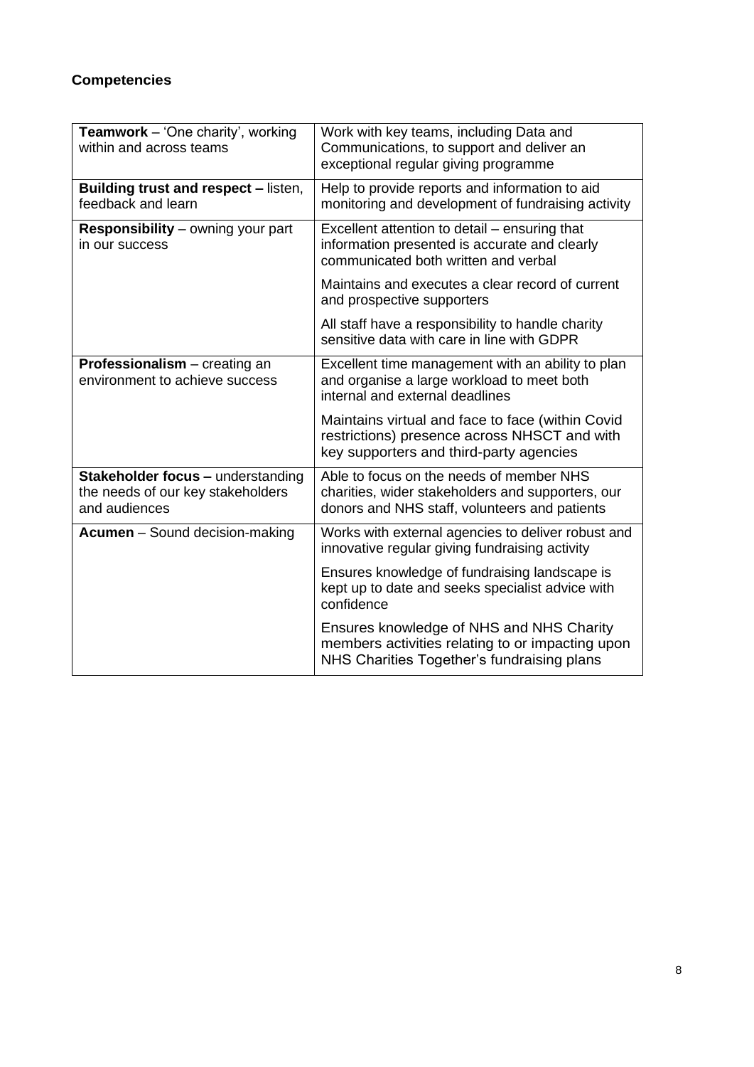**Competencies**

| | |
|---|---|
| **Teamwork** – 'One charity', working within and across teams | Work with key teams, including Data and Communications, to support and deliver an exceptional regular giving programme |
| **Building trust and respect –** listen, feedback and learn | Help to provide reports and information to aid monitoring and development of fundraising activity |
| **Responsibility** – owning your part in our success | Excellent attention to detail – ensuring that information presented is accurate and clearly communicated both written and verbal |
| | Maintains and executes a clear record of current and prospective supporters |
| | All staff have a responsibility to handle charity sensitive data with care in line with GDPR |
| **Professionalism** – creating an environment to achieve success | Excellent time management with an ability to plan and organise a large workload to meet both internal and external deadlines |
| | Maintains virtual and face to face (within Covid restrictions) presence across NHSCT and with key supporters and third-party agencies |
| **Stakeholder focus –** understanding the needs of our key stakeholders and audiences | Able to focus on the needs of member NHS charities, wider stakeholders and supporters, our donors and NHS staff, volunteers and patients |
| **Acumen** – Sound decision-making | Works with external agencies to deliver robust and innovative regular giving fundraising activity |
| | Ensures knowledge of fundraising landscape is kept up to date and seeks specialist advice with confidence |
| | Ensures knowledge of NHS and NHS Charity members activities relating to or impacting upon NHS Charities Together's fundraising plans |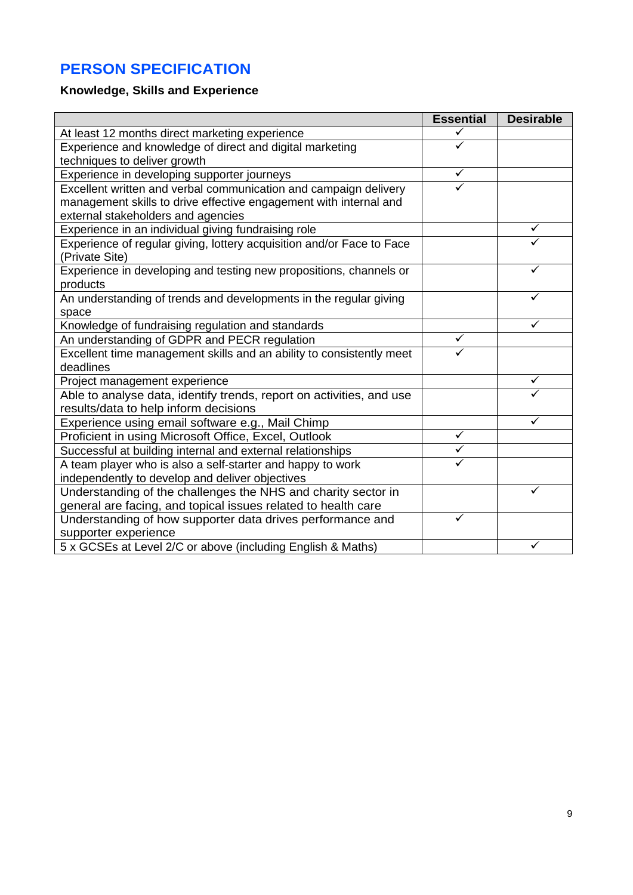## PERSON SPECIFICATION

### Knowledge, Skills and Experience

| | Essential | Desirable |
|---|---|---|
| At least 12 months direct marketing experience | ✓ | |
| Experience and knowledge of direct and digital marketing techniques to deliver growth | ✓ | |
| Experience in developing supporter journeys | ✓ | |
| Excellent written and verbal communication and campaign delivery management skills to drive effective engagement with internal and external stakeholders and agencies | ✓ | |
| Experience in an individual giving fundraising role | | ✓ |
| Experience of regular giving, lottery acquisition and/or Face to Face (Private Site) | | ✓ |
| Experience in developing and testing new propositions, channels or products | | ✓ |
| An understanding of trends and developments in the regular giving space | | ✓ |
| Knowledge of fundraising regulation and standards | | ✓ |
| An understanding of GDPR and PECR regulation | ✓ | |
| Excellent time management skills and an ability to consistently meet deadlines | ✓ | |
| Project management experience | | ✓ |
| Able to analyse data, identify trends, report on activities, and use results/data to help inform decisions | | ✓ |
| Experience using email software e.g., Mail Chimp | | ✓ |
| Proficient in using Microsoft Office, Excel, Outlook | ✓ | |
| Successful at building internal and external relationships | ✓ | |
| A team player who is also a self-starter and happy to work independently to develop and deliver objectives | ✓ | |
| Understanding of the challenges the NHS and charity sector in general are facing, and topical issues related to health care | | ✓ |
| Understanding of how supporter data drives performance and supporter experience | ✓ | |
| 5 x GCSEs at Level 2/C or above (including English & Maths) | | ✓ |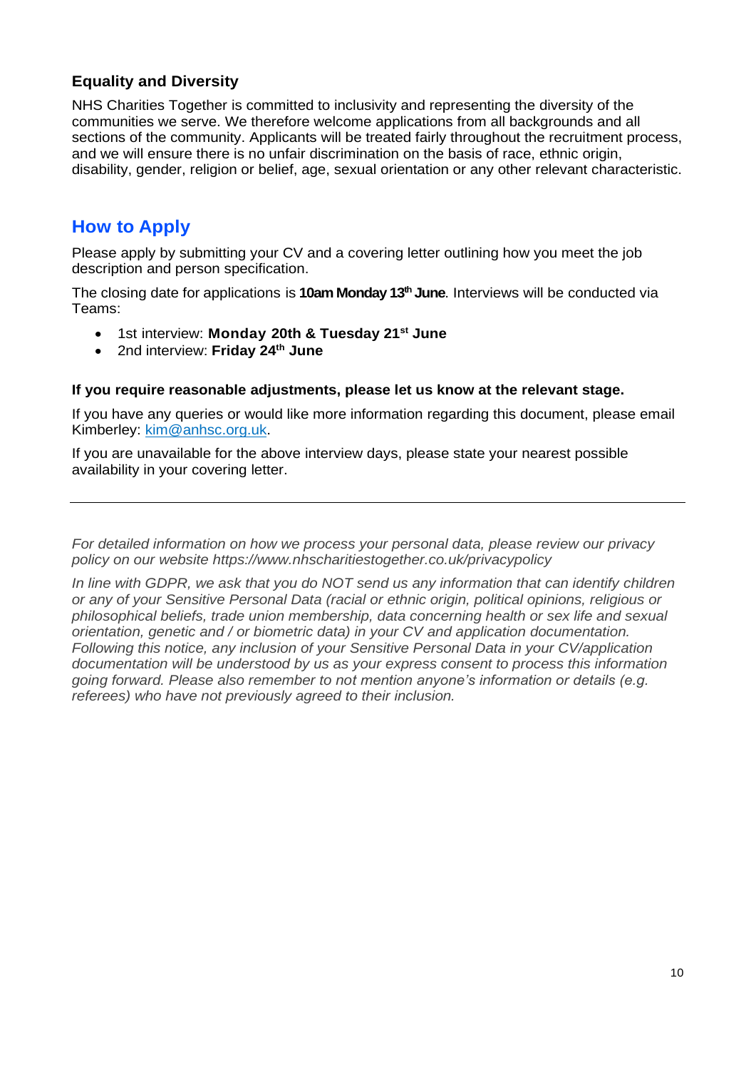### Equality and Diversity

NHS Charities Together is committed to inclusivity and representing the diversity of the communities we serve. We therefore welcome applications from all backgrounds and all sections of the community. Applicants will be treated fairly throughout the recruitment process, and we will ensure there is no unfair discrimination on the basis of race, ethnic origin, disability, gender, religion or belief, age, sexual orientation or any other relevant characteristic.

## How to Apply

Please apply by submitting your CV and a covering letter outlining how you meet the job description and person specification.

The closing date for applications is **10am Monday 13th June**. Interviews will be conducted via Teams:

- 1st interview: **Monday 20th & Tuesday 21st June**
- 2nd interview: **Friday 24th June**

**If you require reasonable adjustments, please let us know at the relevant stage.**

If you have any queries or would like more information regarding this document, please email Kimberley: kim@anhsc.org.uk.

If you are unavailable for the above interview days, please state your nearest possible availability in your covering letter.

---

*For detailed information on how we process your personal data, please review our privacy policy on our website https://www.nhscharitiestogether.co.uk/privacypolicy*

*In line with GDPR, we ask that you do NOT send us any information that can identify children or any of your Sensitive Personal Data (racial or ethnic origin, political opinions, religious or philosophical beliefs, trade union membership, data concerning health or sex life and sexual orientation, genetic and / or biometric data) in your CV and application documentation. Following this notice, any inclusion of your Sensitive Personal Data in your CV/application documentation will be understood by us as your express consent to process this information going forward. Please also remember to not mention anyone's information or details (e.g. referees) who have not previously agreed to their inclusion.*